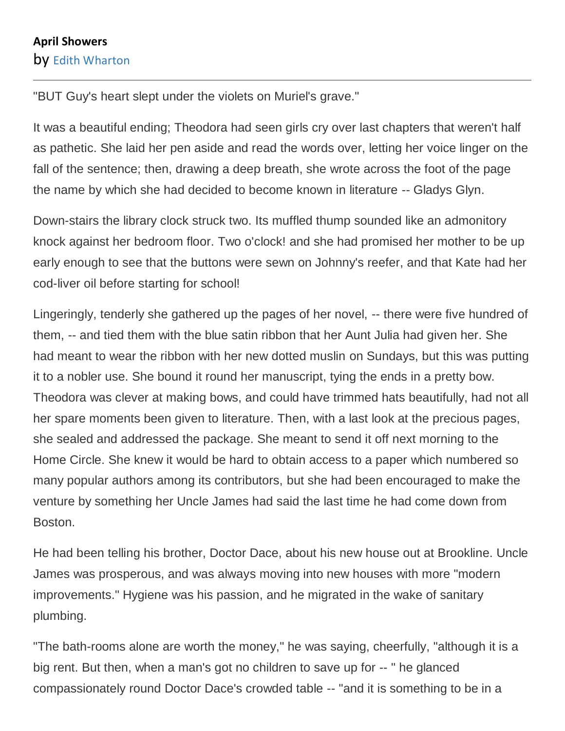**April Showers**

by Edith Wharton

---

"BUT Guy's heart slept under the violets on Muriel's grave."

It was a beautiful ending; Theodora had seen girls cry over last chapters that weren't half as pathetic. She laid her pen aside and read the words over, letting her voice linger on the fall of the sentence; then, drawing a deep breath, she wrote across the foot of the page the name by which she had decided to become known in literature -- Gladys Glyn.

Down-stairs the library clock struck two. Its muffled thump sounded like an admonitory knock against her bedroom floor. Two o'clock! and she had promised her mother to be up early enough to see that the buttons were sewn on Johnny's reefer, and that Kate had her cod-liver oil before starting for school!

Lingeringly, tenderly she gathered up the pages of her novel, -- there were five hundred of them, -- and tied them with the blue satin ribbon that her Aunt Julia had given her. She had meant to wear the ribbon with her new dotted muslin on Sundays, but this was putting it to a nobler use. She bound it round her manuscript, tying the ends in a pretty bow. Theodora was clever at making bows, and could have trimmed hats beautifully, had not all her spare moments been given to literature. Then, with a last look at the precious pages, she sealed and addressed the package. She meant to send it off next morning to the Home Circle. She knew it would be hard to obtain access to a paper which numbered so many popular authors among its contributors, but she had been encouraged to make the venture by something her Uncle James had said the last time he had come down from Boston.

He had been telling his brother, Doctor Dace, about his new house out at Brookline. Uncle James was prosperous, and was always moving into new houses with more "modern improvements." Hygiene was his passion, and he migrated in the wake of sanitary plumbing.

"The bath-rooms alone are worth the money," he was saying, cheerfully, "although it is a big rent. But then, when a man's got no children to save up for -- " he glanced compassionately round Doctor Dace's crowded table -- "and it is something to be in a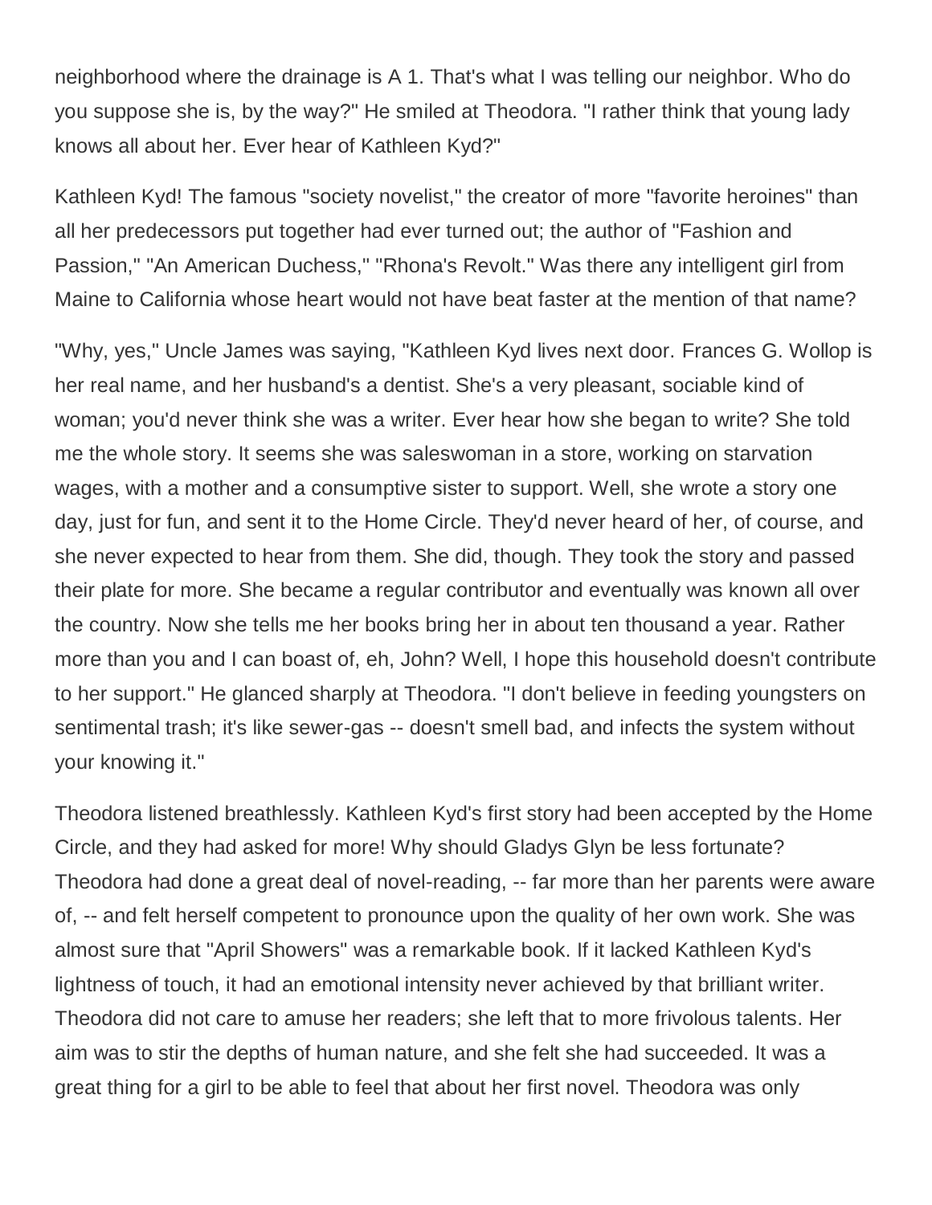neighborhood where the drainage is A 1. That's what I was telling our neighbor. Who do you suppose she is, by the way?" He smiled at Theodora. "I rather think that young lady knows all about her. Ever hear of Kathleen Kyd?"

Kathleen Kyd! The famous "society novelist," the creator of more "favorite heroines" than all her predecessors put together had ever turned out; the author of "Fashion and Passion," "An American Duchess," "Rhona's Revolt." Was there any intelligent girl from Maine to California whose heart would not have beat faster at the mention of that name?

"Why, yes," Uncle James was saying, "Kathleen Kyd lives next door. Frances G. Wollop is her real name, and her husband's a dentist. She's a very pleasant, sociable kind of woman; you'd never think she was a writer. Ever hear how she began to write? She told me the whole story. It seems she was saleswoman in a store, working on starvation wages, with a mother and a consumptive sister to support. Well, she wrote a story one day, just for fun, and sent it to the Home Circle. They'd never heard of her, of course, and she never expected to hear from them. She did, though. They took the story and passed their plate for more. She became a regular contributor and eventually was known all over the country. Now she tells me her books bring her in about ten thousand a year. Rather more than you and I can boast of, eh, John? Well, I hope this household doesn't contribute to her support." He glanced sharply at Theodora. "I don't believe in feeding youngsters on sentimental trash; it's like sewer-gas -- doesn't smell bad, and infects the system without your knowing it."

Theodora listened breathlessly. Kathleen Kyd's first story had been accepted by the Home Circle, and they had asked for more! Why should Gladys Glyn be less fortunate? Theodora had done a great deal of novel-reading, -- far more than her parents were aware of, -- and felt herself competent to pronounce upon the quality of her own work. She was almost sure that "April Showers" was a remarkable book. If it lacked Kathleen Kyd's lightness of touch, it had an emotional intensity never achieved by that brilliant writer. Theodora did not care to amuse her readers; she left that to more frivolous talents. Her aim was to stir the depths of human nature, and she felt she had succeeded. It was a great thing for a girl to be able to feel that about her first novel. Theodora was only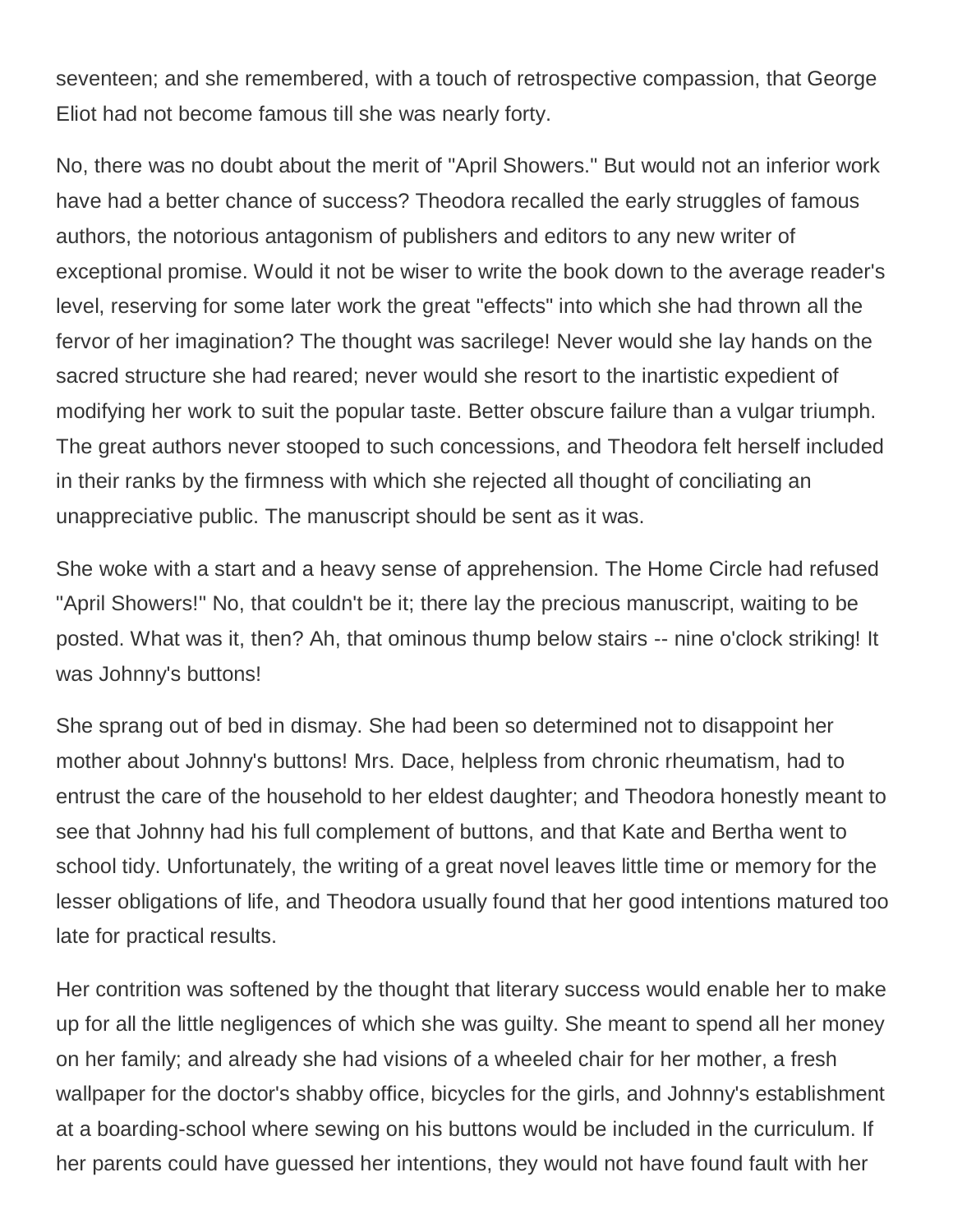seventeen; and she remembered, with a touch of retrospective compassion, that George Eliot had not become famous till she was nearly forty.

No, there was no doubt about the merit of "April Showers." But would not an inferior work have had a better chance of success? Theodora recalled the early struggles of famous authors, the notorious antagonism of publishers and editors to any new writer of exceptional promise. Would it not be wiser to write the book down to the average reader's level, reserving for some later work the great "effects" into which she had thrown all the fervor of her imagination? The thought was sacrilege! Never would she lay hands on the sacred structure she had reared; never would she resort to the inartistic expedient of modifying her work to suit the popular taste. Better obscure failure than a vulgar triumph. The great authors never stooped to such concessions, and Theodora felt herself included in their ranks by the firmness with which she rejected all thought of conciliating an unappreciative public. The manuscript should be sent as it was.

She woke with a start and a heavy sense of apprehension. The Home Circle had refused "April Showers!" No, that couldn't be it; there lay the precious manuscript, waiting to be posted. What was it, then? Ah, that ominous thump below stairs -- nine o'clock striking! It was Johnny's buttons!

She sprang out of bed in dismay. She had been so determined not to disappoint her mother about Johnny's buttons! Mrs. Dace, helpless from chronic rheumatism, had to entrust the care of the household to her eldest daughter; and Theodora honestly meant to see that Johnny had his full complement of buttons, and that Kate and Bertha went to school tidy. Unfortunately, the writing of a great novel leaves little time or memory for the lesser obligations of life, and Theodora usually found that her good intentions matured too late for practical results.

Her contrition was softened by the thought that literary success would enable her to make up for all the little negligences of which she was guilty. She meant to spend all her money on her family; and already she had visions of a wheeled chair for her mother, a fresh wallpaper for the doctor's shabby office, bicycles for the girls, and Johnny's establishment at a boarding-school where sewing on his buttons would be included in the curriculum. If her parents could have guessed her intentions, they would not have found fault with her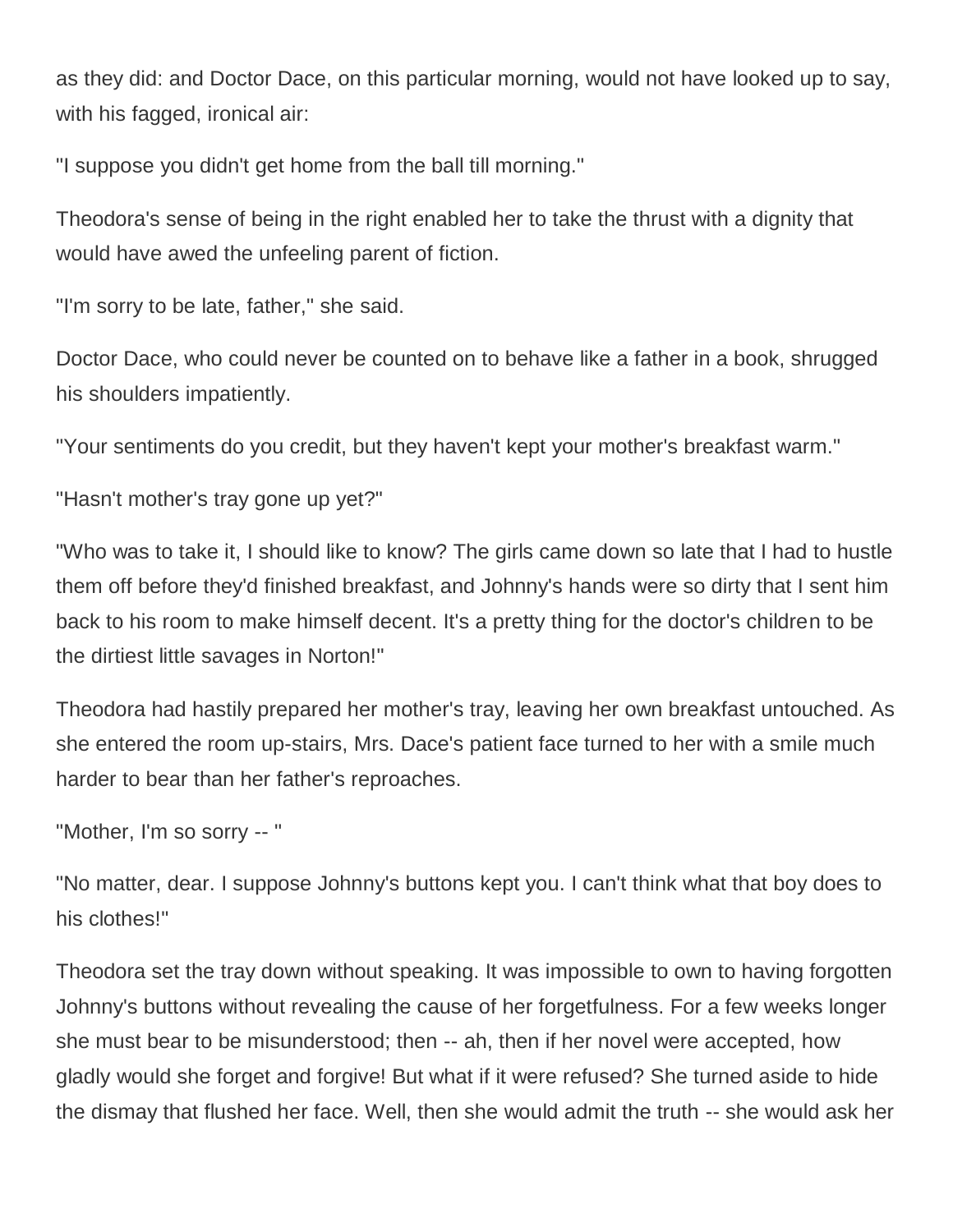as they did: and Doctor Dace, on this particular morning, would not have looked up to say, with his fagged, ironical air:

"I suppose you didn't get home from the ball till morning."

Theodora's sense of being in the right enabled her to take the thrust with a dignity that would have awed the unfeeling parent of fiction.

"I'm sorry to be late, father," she said.

Doctor Dace, who could never be counted on to behave like a father in a book, shrugged his shoulders impatiently.

"Your sentiments do you credit, but they haven't kept your mother's breakfast warm."

"Hasn't mother's tray gone up yet?"

"Who was to take it, I should like to know? The girls came down so late that I had to hustle them off before they'd finished breakfast, and Johnny's hands were so dirty that I sent him back to his room to make himself decent. It's a pretty thing for the doctor's children to be the dirtiest little savages in Norton!"

Theodora had hastily prepared her mother's tray, leaving her own breakfast untouched. As she entered the room up-stairs, Mrs. Dace's patient face turned to her with a smile much harder to bear than her father's reproaches.

"Mother, I'm so sorry -- "

"No matter, dear. I suppose Johnny's buttons kept you. I can't think what that boy does to his clothes!"

Theodora set the tray down without speaking. It was impossible to own to having forgotten Johnny's buttons without revealing the cause of her forgetfulness. For a few weeks longer she must bear to be misunderstood; then -- ah, then if her novel were accepted, how gladly would she forget and forgive! But what if it were refused? She turned aside to hide the dismay that flushed her face. Well, then she would admit the truth -- she would ask her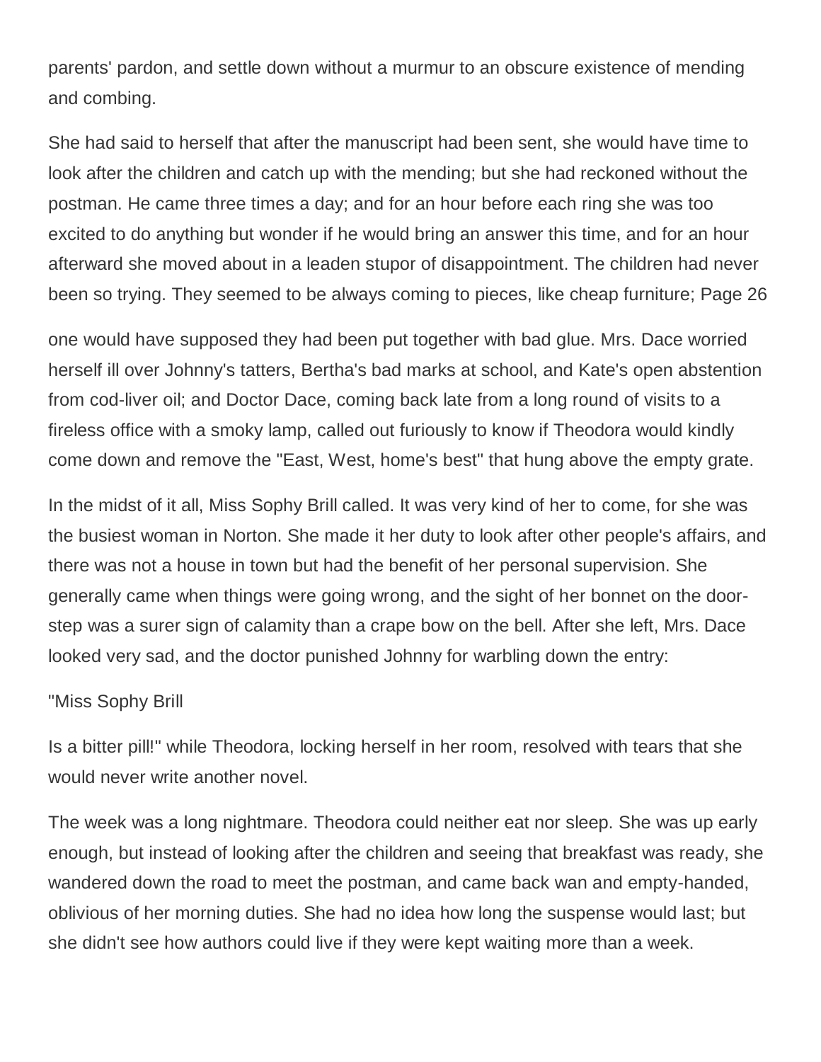parents' pardon, and settle down without a murmur to an obscure existence of mending and combing.

She had said to herself that after the manuscript had been sent, she would have time to look after the children and catch up with the mending; but she had reckoned without the postman. He came three times a day; and for an hour before each ring she was too excited to do anything but wonder if he would bring an answer this time, and for an hour afterward she moved about in a leaden stupor of disappointment. The children had never been so trying. They seemed to be always coming to pieces, like cheap furniture; one would have supposed they had been put together with bad glue. Mrs. Dace worried herself ill over Johnny's tatters, Bertha's bad marks at school, and Kate's open abstention from cod-liver oil; and Doctor Dace, coming back late from a long round of visits to a fireless office with a smoky lamp, called out furiously to know if Theodora would kindly come down and remove the "East, West, home's best" that hung above the empty grate.

In the midst of it all, Miss Sophy Brill called. It was very kind of her to come, for she was the busiest woman in Norton. She made it her duty to look after other people's affairs, and there was not a house in town but had the benefit of her personal supervision. She generally came when things were going wrong, and the sight of her bonnet on the door-step was a surer sign of calamity than a crape bow on the bell. After she left, Mrs. Dace looked very sad, and the doctor punished Johnny for warbling down the entry:

"Miss Sophy Brill

Is a bitter pill!" while Theodora, locking herself in her room, resolved with tears that she would never write another novel.

The week was a long nightmare. Theodora could neither eat nor sleep. She was up early enough, but instead of looking after the children and seeing that breakfast was ready, she wandered down the road to meet the postman, and came back wan and empty-handed, oblivious of her morning duties. She had no idea how long the suspense would last; but she didn't see how authors could live if they were kept waiting more than a week.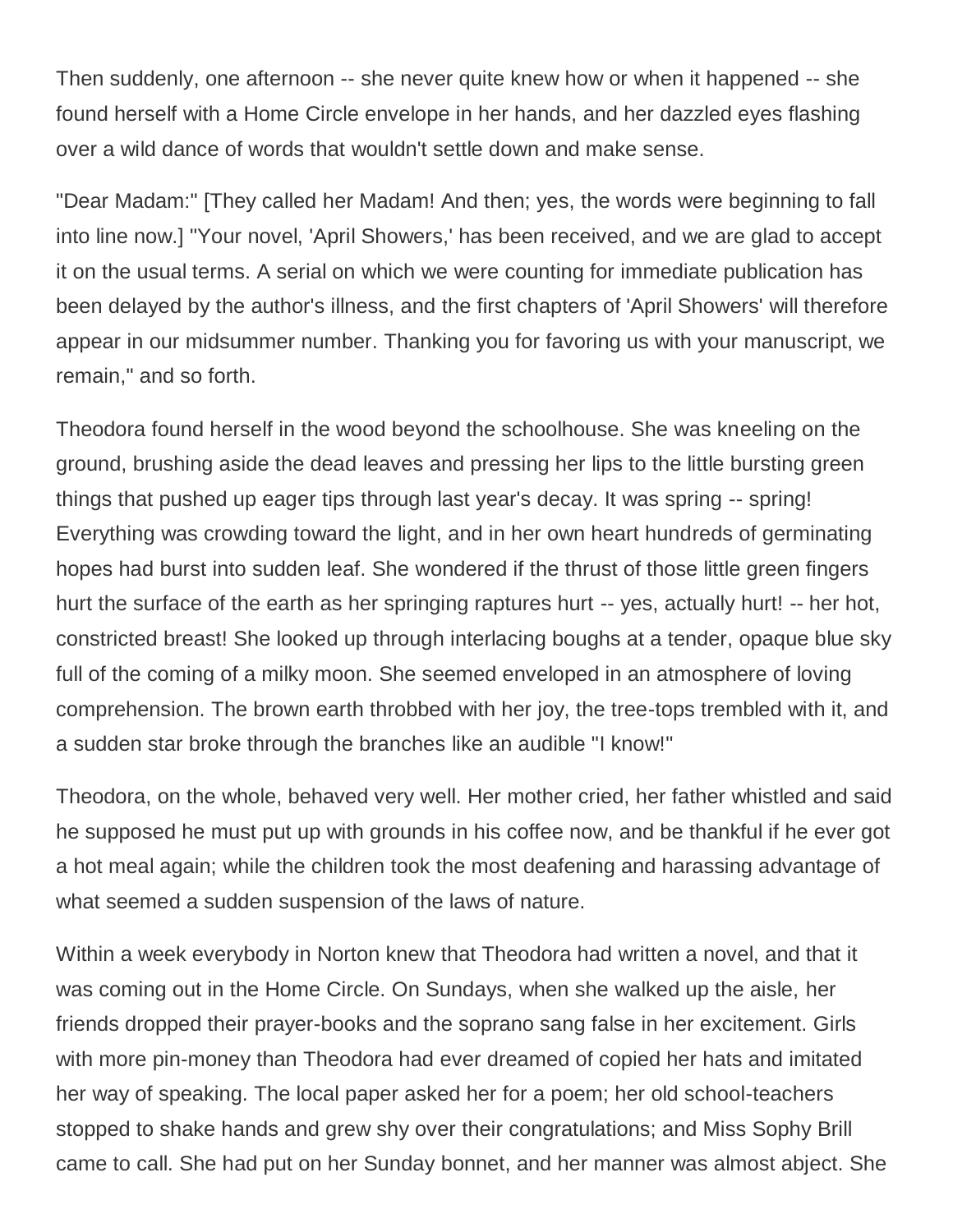Then suddenly, one afternoon -- she never quite knew how or when it happened -- she found herself with a Home Circle envelope in her hands, and her dazzled eyes flashing over a wild dance of words that wouldn't settle down and make sense.

"Dear Madam:" [They called her Madam! And then; yes, the words were beginning to fall into line now.] "Your novel, 'April Showers,' has been received, and we are glad to accept it on the usual terms. A serial on which we were counting for immediate publication has been delayed by the author's illness, and the first chapters of 'April Showers' will therefore appear in our midsummer number. Thanking you for favoring us with your manuscript, we remain," and so forth.

Theodora found herself in the wood beyond the schoolhouse. She was kneeling on the ground, brushing aside the dead leaves and pressing her lips to the little bursting green things that pushed up eager tips through last year's decay. It was spring -- spring! Everything was crowding toward the light, and in her own heart hundreds of germinating hopes had burst into sudden leaf. She wondered if the thrust of those little green fingers hurt the surface of the earth as her springing raptures hurt -- yes, actually hurt! -- her hot, constricted breast! She looked up through interlacing boughs at a tender, opaque blue sky full of the coming of a milky moon. She seemed enveloped in an atmosphere of loving comprehension. The brown earth throbbed with her joy, the tree-tops trembled with it, and a sudden star broke through the branches like an audible "I know!"

Theodora, on the whole, behaved very well. Her mother cried, her father whistled and said he supposed he must put up with grounds in his coffee now, and be thankful if he ever got a hot meal again; while the children took the most deafening and harassing advantage of what seemed a sudden suspension of the laws of nature.

Within a week everybody in Norton knew that Theodora had written a novel, and that it was coming out in the Home Circle. On Sundays, when she walked up the aisle, her friends dropped their prayer-books and the soprano sang false in her excitement. Girls with more pin-money than Theodora had ever dreamed of copied her hats and imitated her way of speaking. The local paper asked her for a poem; her old school-teachers stopped to shake hands and grew shy over their congratulations; and Miss Sophy Brill came to call. She had put on her Sunday bonnet, and her manner was almost abject. She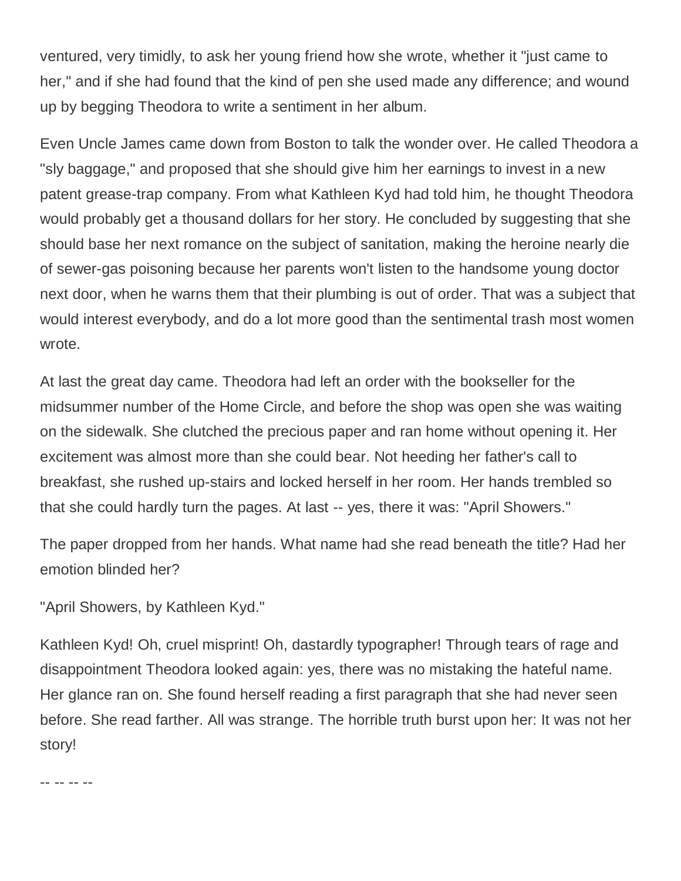ventured, very timidly, to ask her young friend how she wrote, whether it "just came to her," and if she had found that the kind of pen she used made any difference; and wound up by begging Theodora to write a sentiment in her album.

Even Uncle James came down from Boston to talk the wonder over. He called Theodora a "sly baggage," and proposed that she should give him her earnings to invest in a new patent grease-trap company. From what Kathleen Kyd had told him, he thought Theodora would probably get a thousand dollars for her story. He concluded by suggesting that she should base her next romance on the subject of sanitation, making the heroine nearly die of sewer-gas poisoning because her parents won't listen to the handsome young doctor next door, when he warns them that their plumbing is out of order. That was a subject that would interest everybody, and do a lot more good than the sentimental trash most women wrote.

At last the great day came. Theodora had left an order with the bookseller for the midsummer number of the Home Circle, and before the shop was open she was waiting on the sidewalk. She clutched the precious paper and ran home without opening it. Her excitement was almost more than she could bear. Not heeding her father's call to breakfast, she rushed up-stairs and locked herself in her room. Her hands trembled so that she could hardly turn the pages. At last -- yes, there it was: "April Showers."

The paper dropped from her hands. What name had she read beneath the title? Had her emotion blinded her?

"April Showers, by Kathleen Kyd."

Kathleen Kyd! Oh, cruel misprint! Oh, dastardly typographer! Through tears of rage and disappointment Theodora looked again: yes, there was no mistaking the hateful name. Her glance ran on. She found herself reading a first paragraph that she had never seen before. She read farther. All was strange. The horrible truth burst upon her: It was not her story!

-- -- -- --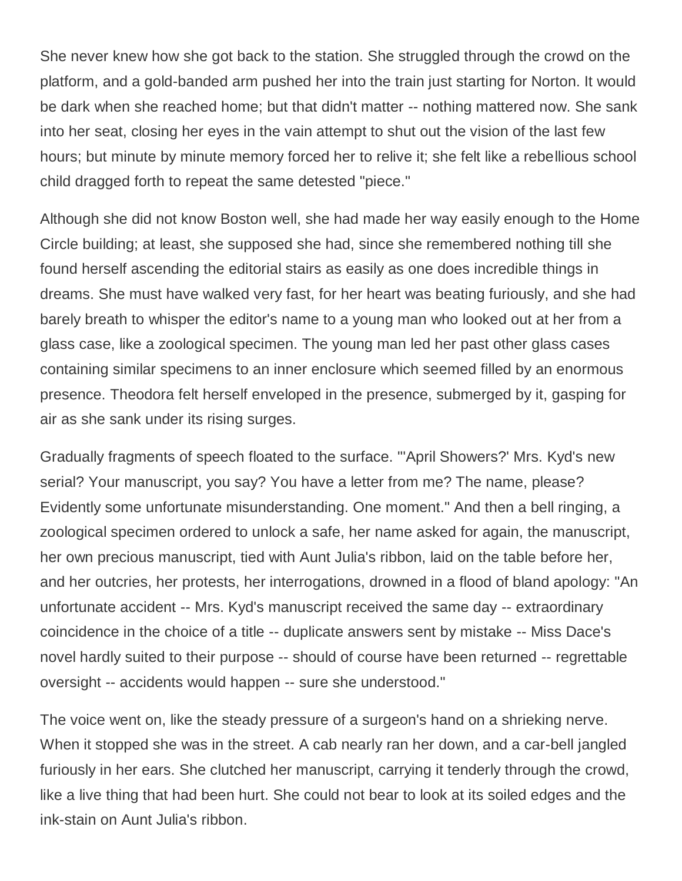She never knew how she got back to the station. She struggled through the crowd on the platform, and a gold-banded arm pushed her into the train just starting for Norton. It would be dark when she reached home; but that didn't matter -- nothing mattered now. She sank into her seat, closing her eyes in the vain attempt to shut out the vision of the last few hours; but minute by minute memory forced her to relive it; she felt like a rebellious school child dragged forth to repeat the same detested "piece."

Although she did not know Boston well, she had made her way easily enough to the Home Circle building; at least, she supposed she had, since she remembered nothing till she found herself ascending the editorial stairs as easily as one does incredible things in dreams. She must have walked very fast, for her heart was beating furiously, and she had barely breath to whisper the editor's name to a young man who looked out at her from a glass case, like a zoological specimen. The young man led her past other glass cases containing similar specimens to an inner enclosure which seemed filled by an enormous presence. Theodora felt herself enveloped in the presence, submerged by it, gasping for air as she sank under its rising surges.

Gradually fragments of speech floated to the surface. "'April Showers?' Mrs. Kyd's new serial? Your manuscript, you say? You have a letter from me? The name, please? Evidently some unfortunate misunderstanding. One moment." And then a bell ringing, a zoological specimen ordered to unlock a safe, her name asked for again, the manuscript, her own precious manuscript, tied with Aunt Julia's ribbon, laid on the table before her, and her outcries, her protests, her interrogations, drowned in a flood of bland apology: "An unfortunate accident -- Mrs. Kyd's manuscript received the same day -- extraordinary coincidence in the choice of a title -- duplicate answers sent by mistake -- Miss Dace's novel hardly suited to their purpose -- should of course have been returned -- regrettable oversight -- accidents would happen -- sure she understood."

The voice went on, like the steady pressure of a surgeon's hand on a shrieking nerve. When it stopped she was in the street. A cab nearly ran her down, and a car-bell jangled furiously in her ears. She clutched her manuscript, carrying it tenderly through the crowd, like a live thing that had been hurt. She could not bear to look at its soiled edges and the ink-stain on Aunt Julia's ribbon.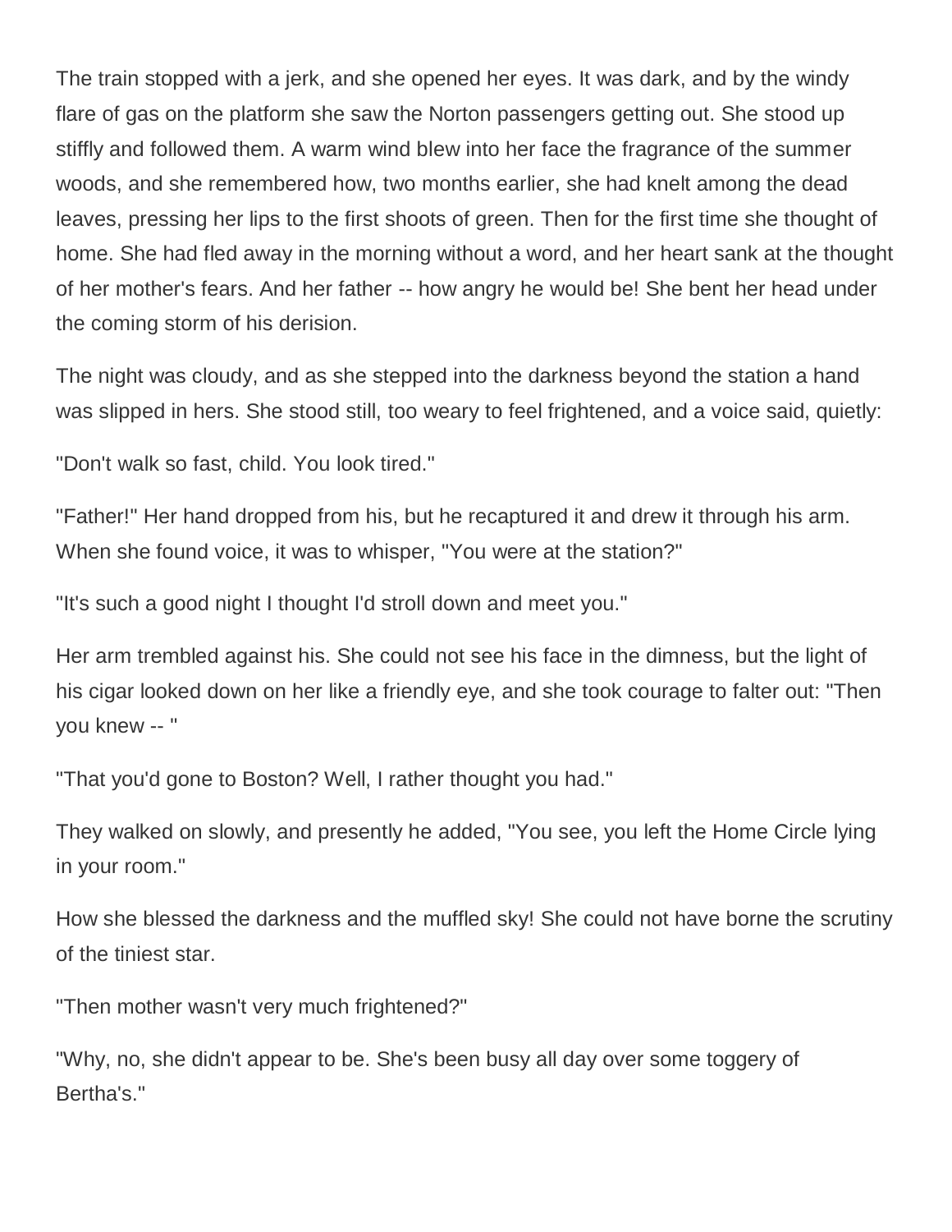The train stopped with a jerk, and she opened her eyes. It was dark, and by the windy flare of gas on the platform she saw the Norton passengers getting out. She stood up stiffly and followed them. A warm wind blew into her face the fragrance of the summer woods, and she remembered how, two months earlier, she had knelt among the dead leaves, pressing her lips to the first shoots of green. Then for the first time she thought of home. She had fled away in the morning without a word, and her heart sank at the thought of her mother's fears. And her father -- how angry he would be! She bent her head under the coming storm of his derision.

The night was cloudy, and as she stepped into the darkness beyond the station a hand was slipped in hers. She stood still, too weary to feel frightened, and a voice said, quietly:

"Don't walk so fast, child. You look tired."

"Father!" Her hand dropped from his, but he recaptured it and drew it through his arm. When she found voice, it was to whisper, "You were at the station?"

"It's such a good night I thought I'd stroll down and meet you."

Her arm trembled against his. She could not see his face in the dimness, but the light of his cigar looked down on her like a friendly eye, and she took courage to falter out: "Then you knew -- "

"That you'd gone to Boston? Well, I rather thought you had."

They walked on slowly, and presently he added, "You see, you left the Home Circle lying in your room."

How she blessed the darkness and the muffled sky! She could not have borne the scrutiny of the tiniest star.

"Then mother wasn't very much frightened?"

"Why, no, she didn't appear to be. She's been busy all day over some toggery of Bertha's."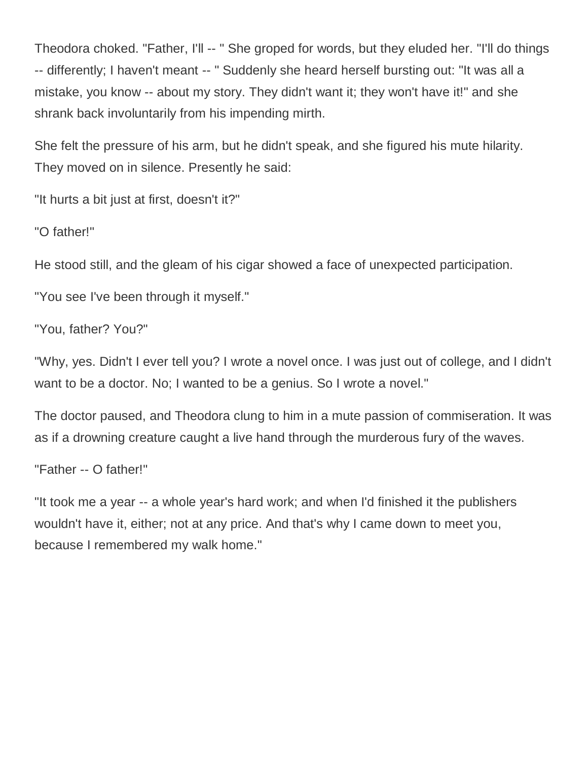Theodora choked. "Father, I'll -- " She groped for words, but they eluded her. "I'll do things -- differently; I haven't meant -- " Suddenly she heard herself bursting out: "It was all a mistake, you know -- about my story. They didn't want it; they won't have it!" and she shrank back involuntarily from his impending mirth.

She felt the pressure of his arm, but he didn't speak, and she figured his mute hilarity. They moved on in silence. Presently he said:

"It hurts a bit just at first, doesn't it?"

"O father!"

He stood still, and the gleam of his cigar showed a face of unexpected participation.

"You see I've been through it myself."

"You, father? You?"

"Why, yes. Didn't I ever tell you? I wrote a novel once. I was just out of college, and I didn't want to be a doctor. No; I wanted to be a genius. So I wrote a novel."

The doctor paused, and Theodora clung to him in a mute passion of commiseration. It was as if a drowning creature caught a live hand through the murderous fury of the waves.

"Father -- O father!"

"It took me a year -- a whole year's hard work; and when I'd finished it the publishers wouldn't have it, either; not at any price. And that's why I came down to meet you, because I remembered my walk home."